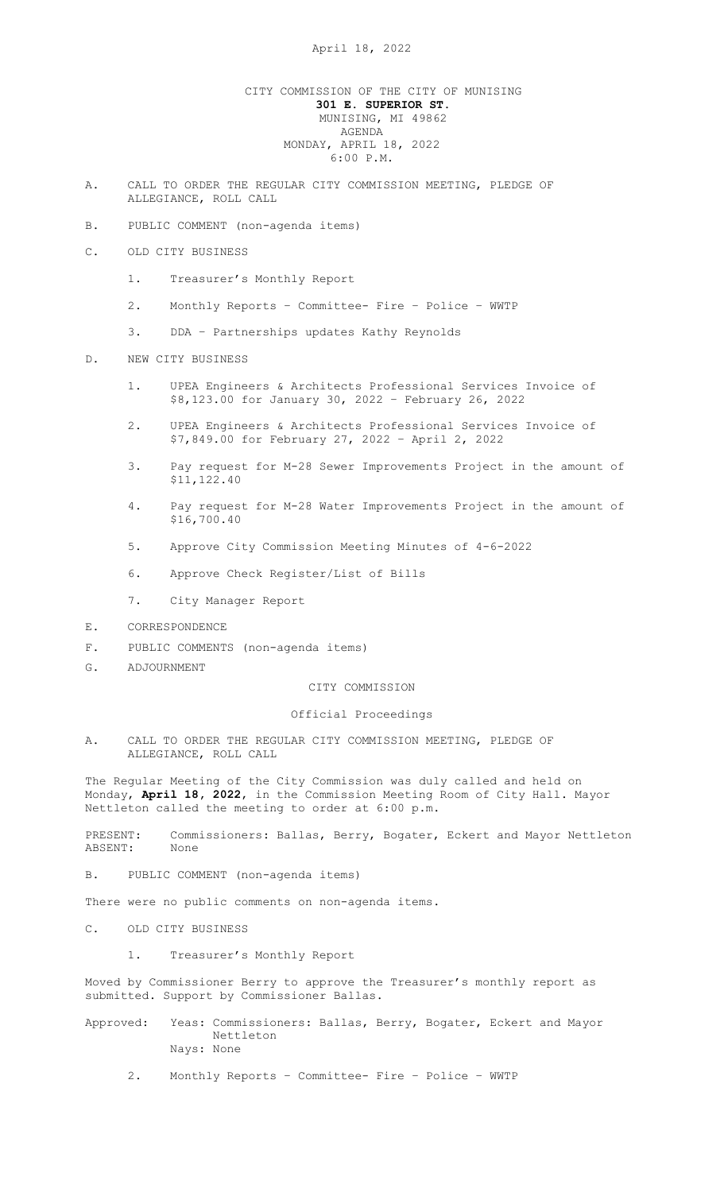April 18, 2022

CITY COMMISSION OF THE CITY OF MUNISING
**301 E. SUPERIOR ST.**
MUNISING, MI 49862
AGENDA
MONDAY, APRIL 18, 2022
6:00 P.M.

A. CALL TO ORDER THE REGULAR CITY COMMISSION MEETING, PLEDGE OF ALLEGIANCE, ROLL CALL

B. PUBLIC COMMENT (non-agenda items)

C. OLD CITY BUSINESS

   1. Treasurer's Monthly Report

   2. Monthly Reports – Committee- Fire – Police – WWTP

   3. DDA – Partnerships updates Kathy Reynolds

D. NEW CITY BUSINESS

   1. UPEA Engineers & Architects Professional Services Invoice of $8,123.00 for January 30, 2022 – February 26, 2022

   2. UPEA Engineers & Architects Professional Services Invoice of $7,849.00 for February 27, 2022 – April 2, 2022

   3. Pay request for M-28 Sewer Improvements Project in the amount of $11,122.40

   4. Pay request for M-28 Water Improvements Project in the amount of $16,700.40

   5. Approve City Commission Meeting Minutes of 4-6-2022

   6. Approve Check Register/List of Bills

   7. City Manager Report

E. CORRESPONDENCE

F. PUBLIC COMMENTS (non-agenda items)

G. ADJOURNMENT

CITY COMMISSION

Official Proceedings

A. CALL TO ORDER THE REGULAR CITY COMMISSION MEETING, PLEDGE OF ALLEGIANCE, ROLL CALL

The Regular Meeting of the City Commission was duly called and held on Monday, **April 18, 2022**, in the Commission Meeting Room of City Hall. Mayor Nettleton called the meeting to order at 6:00 p.m.

PRESENT: Commissioners: Ballas, Berry, Bogater, Eckert and Mayor Nettleton
ABSENT: None

B. PUBLIC COMMENT (non-agenda items)

There were no public comments on non-agenda items.

C. OLD CITY BUSINESS

   1. Treasurer's Monthly Report

Moved by Commissioner Berry to approve the Treasurer's monthly report as submitted. Support by Commissioner Ballas.

Approved: Yeas: Commissioners: Ballas, Berry, Bogater, Eckert and Mayor Nettleton
Nays: None

   2. Monthly Reports – Committee- Fire – Police – WWTP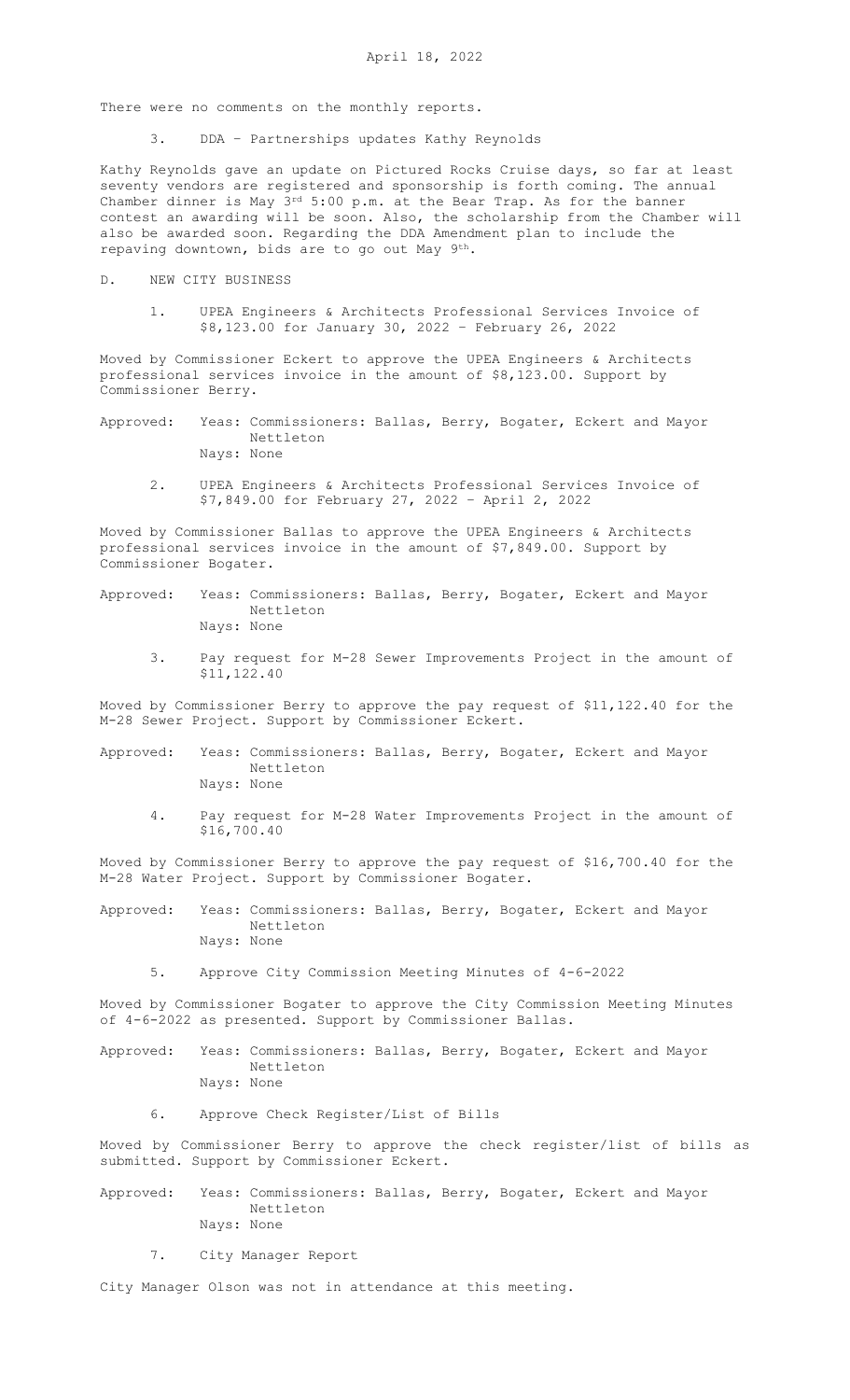There were no comments on the monthly reports.

3. DDA – Partnerships updates Kathy Reynolds

Kathy Reynolds gave an update on Pictured Rocks Cruise days, so far at least seventy vendors are registered and sponsorship is forth coming. The annual Chamber dinner is May 3rd 5:00 p.m. at the Bear Trap. As for the banner contest an awarding will be soon. Also, the scholarship from the Chamber will also be awarded soon. Regarding the DDA Amendment plan to include the repaving downtown, bids are to go out May 9th.

D. NEW CITY BUSINESS

1. UPEA Engineers & Architects Professional Services Invoice of $8,123.00 for January 30, 2022 – February 26, 2022

Moved by Commissioner Eckert to approve the UPEA Engineers & Architects professional services invoice in the amount of $8,123.00. Support by Commissioner Berry.

Approved: Yeas: Commissioners: Ballas, Berry, Bogater, Eckert and Mayor Nettleton
Nays: None

2. UPEA Engineers & Architects Professional Services Invoice of $7,849.00 for February 27, 2022 – April 2, 2022

Moved by Commissioner Ballas to approve the UPEA Engineers & Architects professional services invoice in the amount of $7,849.00. Support by Commissioner Bogater.

Approved: Yeas: Commissioners: Ballas, Berry, Bogater, Eckert and Mayor Nettleton
Nays: None

3. Pay request for M-28 Sewer Improvements Project in the amount of $11,122.40

Moved by Commissioner Berry to approve the pay request of $11,122.40 for the M-28 Sewer Project. Support by Commissioner Eckert.

Approved: Yeas: Commissioners: Ballas, Berry, Bogater, Eckert and Mayor Nettleton
Nays: None

4. Pay request for M-28 Water Improvements Project in the amount of $16,700.40

Moved by Commissioner Berry to approve the pay request of $16,700.40 for the M-28 Water Project. Support by Commissioner Bogater.

Approved: Yeas: Commissioners: Ballas, Berry, Bogater, Eckert and Mayor Nettleton
Nays: None

5. Approve City Commission Meeting Minutes of 4-6-2022

Moved by Commissioner Bogater to approve the City Commission Meeting Minutes of 4-6-2022 as presented. Support by Commissioner Ballas.

Approved: Yeas: Commissioners: Ballas, Berry, Bogater, Eckert and Mayor Nettleton
Nays: None

6. Approve Check Register/List of Bills

Moved by Commissioner Berry to approve the check register/list of bills as submitted. Support by Commissioner Eckert.

Approved: Yeas: Commissioners: Ballas, Berry, Bogater, Eckert and Mayor Nettleton
Nays: None

7. City Manager Report

City Manager Olson was not in attendance at this meeting.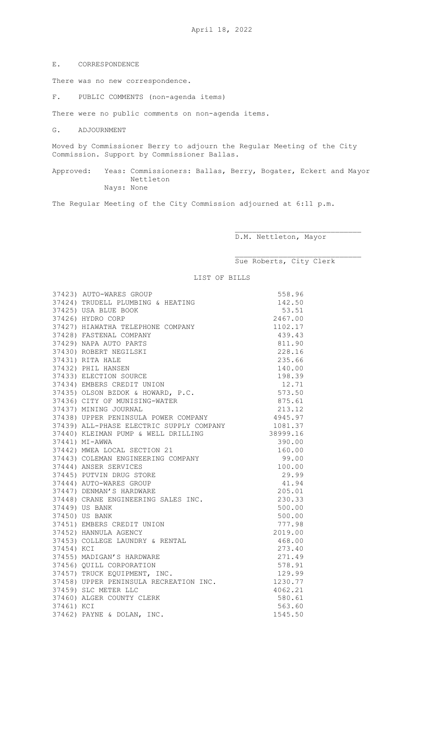April 18, 2022

E. CORRESPONDENCE

There was no new correspondence.

F. PUBLIC COMMENTS (non-agenda items)

There were no public comments on non-agenda items.

G. ADJOURNMENT

Moved by Commissioner Berry to adjourn the Regular Meeting of the City Commission. Support by Commissioner Ballas.

Approved: Yeas: Commissioners: Ballas, Berry, Bogater, Eckert and Mayor Nettleton
Nays: None

The Regular Meeting of the City Commission adjourned at 6:11 p.m.

\_\_\_\_\_\_\_\_\_\_\_\_\_\_\_\_\_\_\_\_\_\_\_\_\_\_\_\_
D.M. Nettleton, Mayor

\_\_\_\_\_\_\_\_\_\_\_\_\_\_\_\_\_\_\_\_\_\_\_\_\_\_\_\_
Sue Roberts, City Clerk

LIST OF BILLS

| | |
|---|---|
| 37423) AUTO-WARES GROUP | 558.96 |
| 37424) TRUDELL PLUMBING & HEATING | 142.50 |
| 37425) USA BLUE BOOK | 53.51 |
| 37426) HYDRO CORP | 2467.00 |
| 37427) HIAWATHA TELEPHONE COMPANY | 1102.17 |
| 37428) FASTENAL COMPANY | 439.43 |
| 37429) NAPA AUTO PARTS | 811.90 |
| 37430) ROBERT NEGILSKI | 228.16 |
| 37431) RITA HALE | 235.66 |
| 37432) PHIL HANSEN | 140.00 |
| 37433) ELECTION SOURCE | 198.39 |
| 37434) EMBERS CREDIT UNION | 12.71 |
| 37435) OLSON BZDOK & HOWARD, P.C. | 573.50 |
| 37436) CITY OF MUNISING-WATER | 875.61 |
| 37437) MINING JOURNAL | 213.12 |
| 37438) UPPER PENINSULA POWER COMPANY | 4945.97 |
| 37439) ALL-PHASE ELECTRIC SUPPLY COMPANY | 1081.37 |
| 37440) KLEIMAN PUMP & WELL DRILLING | 38999.16 |
| 37441) MI-AWWA | 390.00 |
| 37442) MWEA LOCAL SECTION 21 | 160.00 |
| 37443) COLEMAN ENGINEERING COMPANY | 99.00 |
| 37444) ANSER SERVICES | 100.00 |
| 37445) PUTVIN DRUG STORE | 29.99 |
| 37444) AUTO-WARES GROUP | 41.94 |
| 37447) DENMAN'S HARDWARE | 205.01 |
| 37448) CRANE ENGINEERING SALES INC. | 230.33 |
| 37449) US BANK | 500.00 |
| 37450) US BANK | 500.00 |
| 37451) EMBERS CREDIT UNION | 777.98 |
| 37452) HANNULA AGENCY | 2019.00 |
| 37453) COLLEGE LAUNDRY & RENTAL | 468.00 |
| 37454) KCI | 273.40 |
| 37455) MADIGAN'S HARDWARE | 271.49 |
| 37456) QUILL CORPORATION | 578.91 |
| 37457) TRUCK EQUIPMENT, INC. | 129.99 |
| 37458) UPPER PENINSULA RECREATION INC. | 1230.77 |
| 37459) SLC METER LLC | 4062.21 |
| 37460) ALGER COUNTY CLERK | 580.61 |
| 37461) KCI | 563.60 |
| 37462) PAYNE & DOLAN, INC. | 1545.50 |